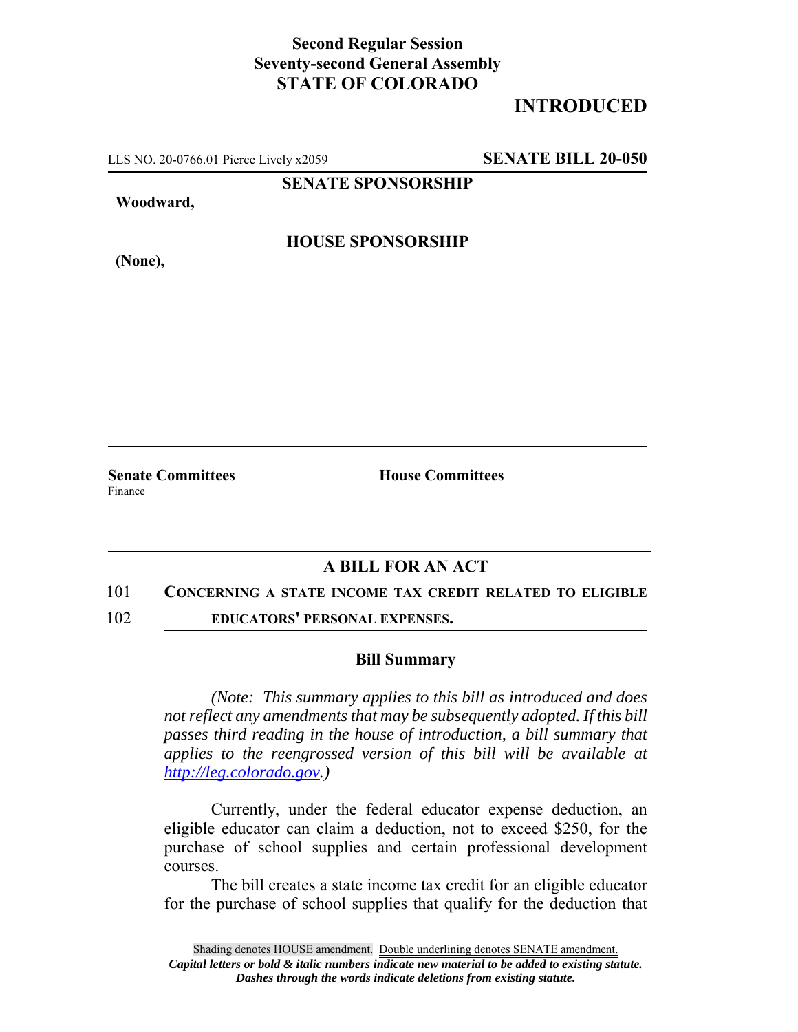**Second Regular Session**
**Seventy-second General Assembly**
**STATE OF COLORADO**

**INTRODUCED**

LLS NO. 20-0766.01 Pierce Lively x2059 **SENATE BILL 20-050**

**SENATE SPONSORSHIP**

**Woodward,**

**HOUSE SPONSORSHIP**

**(None),**

**Senate Committees**
Finance

**House Committees**

## A BILL FOR AN ACT

101 **CONCERNING A STATE INCOME TAX CREDIT RELATED TO ELIGIBLE**
102 **EDUCATORS' PERSONAL EXPENSES.**

### Bill Summary

*(Note: This summary applies to this bill as introduced and does not reflect any amendments that may be subsequently adopted. If this bill passes third reading in the house of introduction, a bill summary that applies to the reengrossed version of this bill will be available at [http://leg.colorado.gov](http://leg.colorado.gov).)*

Currently, under the federal educator expense deduction, an eligible educator can claim a deduction, not to exceed $250, for the purchase of school supplies and certain professional development courses.

The bill creates a state income tax credit for an eligible educator for the purchase of school supplies that qualify for the deduction that

Shading denotes HOUSE amendment. Double underlining denotes SENATE amendment.
*Capital letters or bold & italic numbers indicate new material to be added to existing statute.*
*Dashes through the words indicate deletions from existing statute.*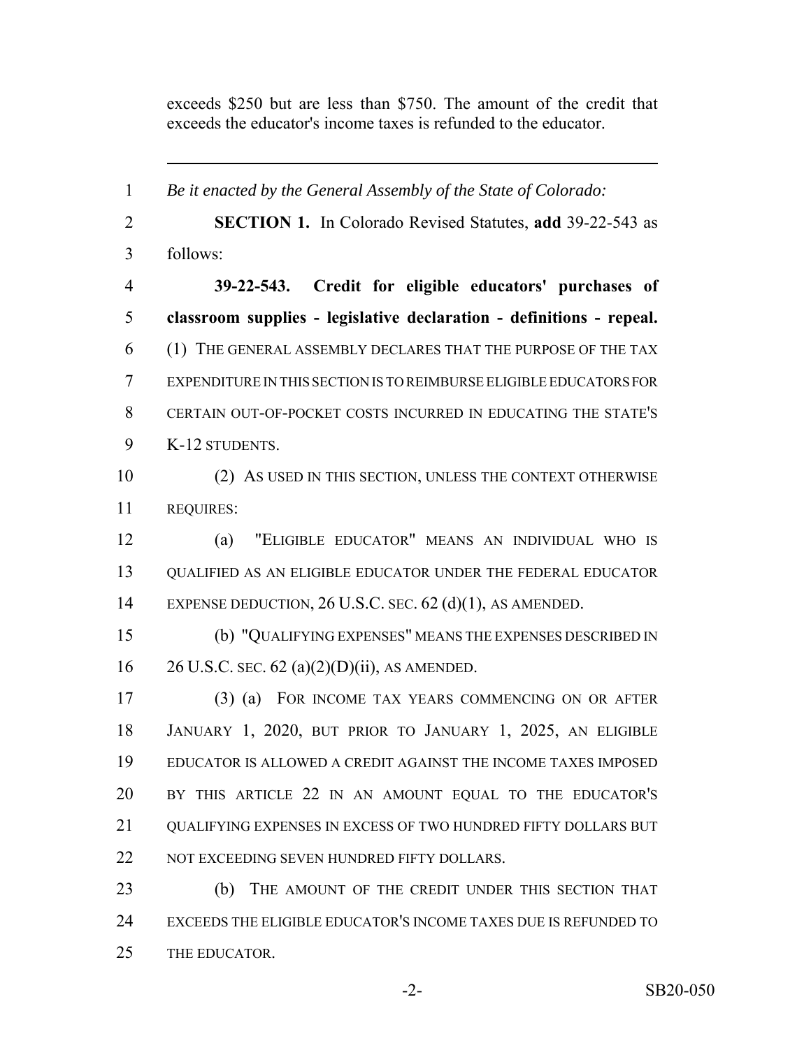exceeds $250 but are less than $750. The amount of the credit that exceeds the educator's income taxes is refunded to the educator.

---

*Be it enacted by the General Assembly of the State of Colorado:*

**SECTION 1.** In Colorado Revised Statutes, **add** 39-22-543 as follows:

**39-22-543. Credit for eligible educators' purchases of classroom supplies - legislative declaration - definitions - repeal.** (1) THE GENERAL ASSEMBLY DECLARES THAT THE PURPOSE OF THE TAX EXPENDITURE IN THIS SECTION IS TO REIMBURSE ELIGIBLE EDUCATORS FOR CERTAIN OUT-OF-POCKET COSTS INCURRED IN EDUCATING THE STATE'S K-12 STUDENTS.

(2) AS USED IN THIS SECTION, UNLESS THE CONTEXT OTHERWISE REQUIRES:

(a) "ELIGIBLE EDUCATOR" MEANS AN INDIVIDUAL WHO IS QUALIFIED AS AN ELIGIBLE EDUCATOR UNDER THE FEDERAL EDUCATOR EXPENSE DEDUCTION, 26 U.S.C. SEC. 62 (d)(1), AS AMENDED.

(b) "QUALIFYING EXPENSES" MEANS THE EXPENSES DESCRIBED IN 26 U.S.C. SEC. 62 (a)(2)(D)(ii), AS AMENDED.

(3) (a) FOR INCOME TAX YEARS COMMENCING ON OR AFTER JANUARY 1, 2020, BUT PRIOR TO JANUARY 1, 2025, AN ELIGIBLE EDUCATOR IS ALLOWED A CREDIT AGAINST THE INCOME TAXES IMPOSED BY THIS ARTICLE 22 IN AN AMOUNT EQUAL TO THE EDUCATOR'S QUALIFYING EXPENSES IN EXCESS OF TWO HUNDRED FIFTY DOLLARS BUT NOT EXCEEDING SEVEN HUNDRED FIFTY DOLLARS.

(b) THE AMOUNT OF THE CREDIT UNDER THIS SECTION THAT EXCEEDS THE ELIGIBLE EDUCATOR'S INCOME TAXES DUE IS REFUNDED TO THE EDUCATOR.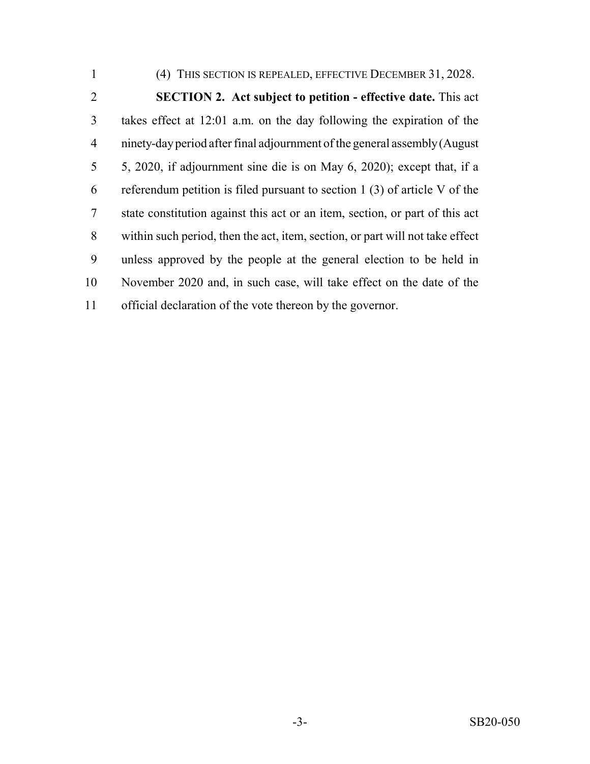(4) THIS SECTION IS REPEALED, EFFECTIVE DECEMBER 31, 2028.

**SECTION 2. Act subject to petition - effective date.** This act takes effect at 12:01 a.m. on the day following the expiration of the ninety-day period after final adjournment of the general assembly (August 5, 2020, if adjournment sine die is on May 6, 2020); except that, if a referendum petition is filed pursuant to section 1 (3) of article V of the state constitution against this act or an item, section, or part of this act within such period, then the act, item, section, or part will not take effect unless approved by the people at the general election to be held in November 2020 and, in such case, will take effect on the date of the official declaration of the vote thereon by the governor.